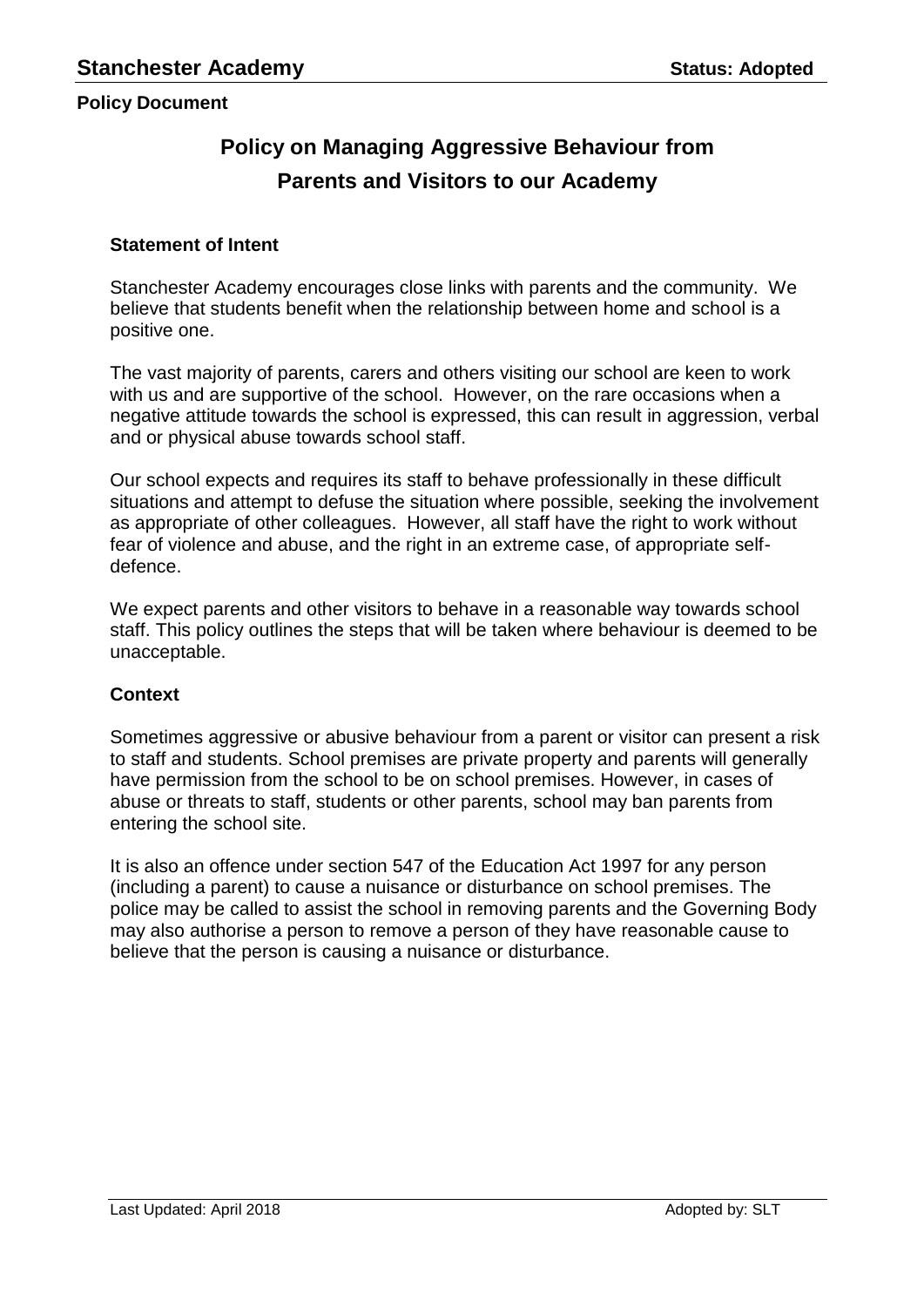**Policy Document**

# Policy on Managing Aggressive Behaviour from Parents and Visitors to our Academy

### Statement of Intent

Stanchester Academy encourages close links with parents and the community. We believe that students benefit when the relationship between home and school is a positive one.

The vast majority of parents, carers and others visiting our school are keen to work with us and are supportive of the school. However, on the rare occasions when a negative attitude towards the school is expressed, this can result in aggression, verbal and or physical abuse towards school staff.

Our school expects and requires its staff to behave professionally in these difficult situations and attempt to defuse the situation where possible, seeking the involvement as appropriate of other colleagues. However, all staff have the right to work without fear of violence and abuse, and the right in an extreme case, of appropriate self-defence.

We expect parents and other visitors to behave in a reasonable way towards school staff. This policy outlines the steps that will be taken where behaviour is deemed to be unacceptable.

### Context

Sometimes aggressive or abusive behaviour from a parent or visitor can present a risk to staff and students. School premises are private property and parents will generally have permission from the school to be on school premises. However, in cases of abuse or threats to staff, students or other parents, school may ban parents from entering the school site.

It is also an offence under section 547 of the Education Act 1997 for any person (including a parent) to cause a nuisance or disturbance on school premises. The police may be called to assist the school in removing parents and the Governing Body may also authorise a person to remove a person of they have reasonable cause to believe that the person is causing a nuisance or disturbance.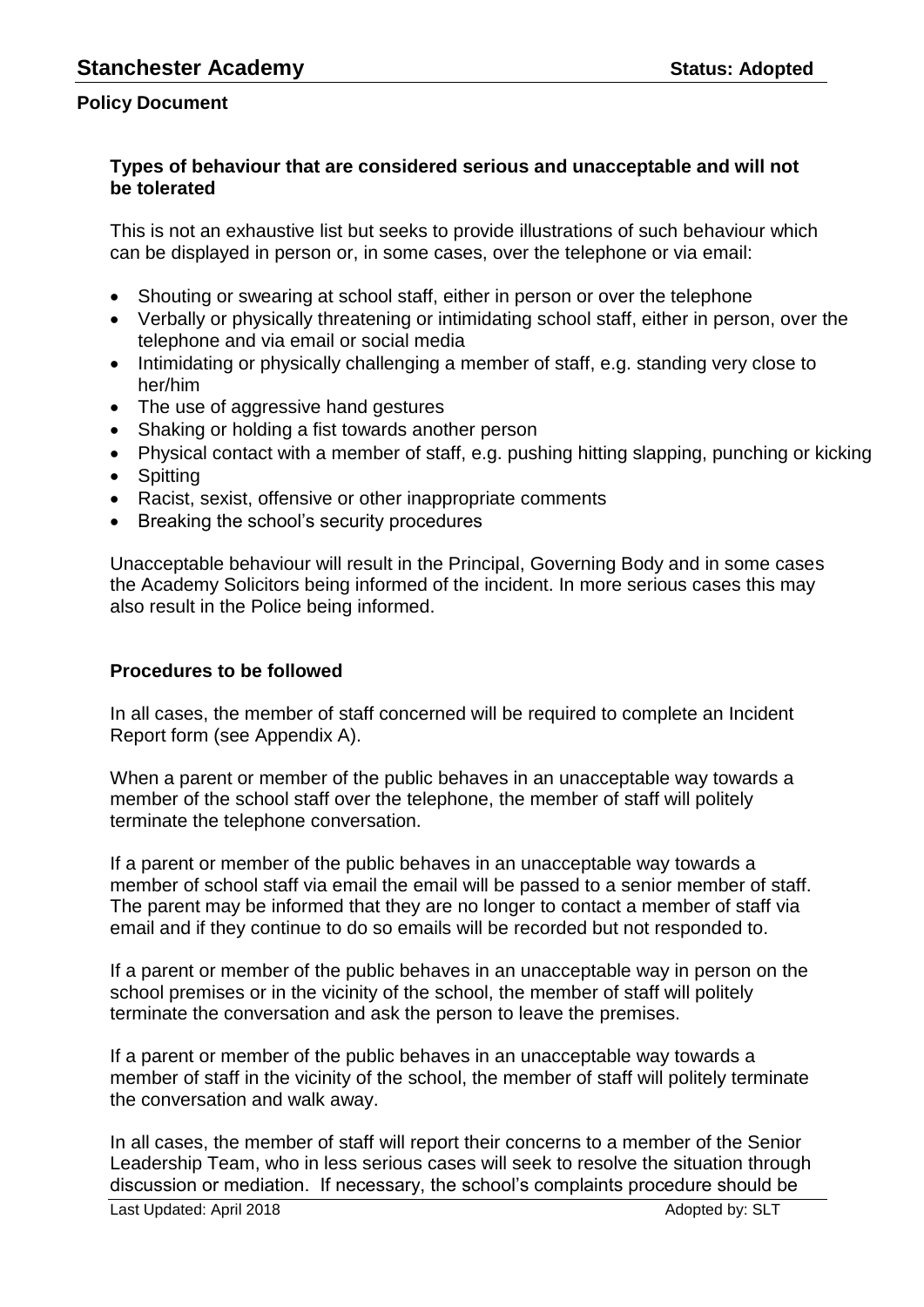### Types of behaviour that are considered serious and unacceptable and will not be tolerated

This is not an exhaustive list but seeks to provide illustrations of such behaviour which can be displayed in person or, in some cases, over the telephone or via email:

- Shouting or swearing at school staff, either in person or over the telephone
- Verbally or physically threatening or intimidating school staff, either in person, over the telephone and via email or social media
- Intimidating or physically challenging a member of staff, e.g. standing very close to her/him
- The use of aggressive hand gestures
- Shaking or holding a fist towards another person
- Physical contact with a member of staff, e.g. pushing hitting slapping, punching or kicking
- Spitting
- Racist, sexist, offensive or other inappropriate comments
- Breaking the school's security procedures

Unacceptable behaviour will result in the Principal, Governing Body and in some cases the Academy Solicitors being informed of the incident. In more serious cases this may also result in the Police being informed.

### Procedures to be followed

In all cases, the member of staff concerned will be required to complete an Incident Report form (see Appendix A).

When a parent or member of the public behaves in an unacceptable way towards a member of the school staff over the telephone, the member of staff will politely terminate the telephone conversation.

If a parent or member of the public behaves in an unacceptable way towards a member of school staff via email the email will be passed to a senior member of staff. The parent may be informed that they are no longer to contact a member of staff via email and if they continue to do so emails will be recorded but not responded to.

If a parent or member of the public behaves in an unacceptable way in person on the school premises or in the vicinity of the school, the member of staff will politely terminate the conversation and ask the person to leave the premises.

If a parent or member of the public behaves in an unacceptable way towards a member of staff in the vicinity of the school, the member of staff will politely terminate the conversation and walk away.

In all cases, the member of staff will report their concerns to a member of the Senior Leadership Team, who in less serious cases will seek to resolve the situation through discussion or mediation. If necessary, the school's complaints procedure should be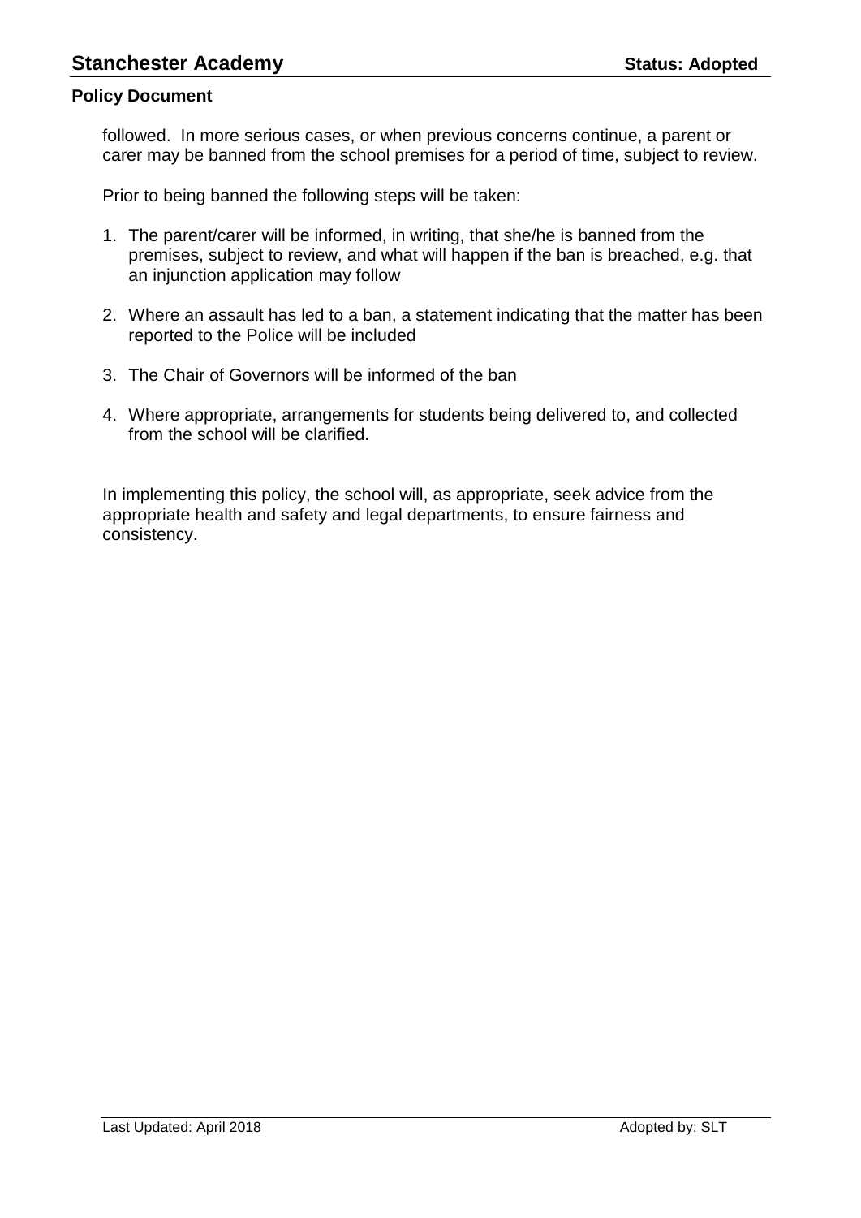followed. In more serious cases, or when previous concerns continue, a parent or carer may be banned from the school premises for a period of time, subject to review.

Prior to being banned the following steps will be taken:

1. The parent/carer will be informed, in writing, that she/he is banned from the premises, subject to review, and what will happen if the ban is breached, e.g. that an injunction application may follow

2. Where an assault has led to a ban, a statement indicating that the matter has been reported to the Police will be included

3. The Chair of Governors will be informed of the ban

4. Where appropriate, arrangements for students being delivered to, and collected from the school will be clarified.

In implementing this policy, the school will, as appropriate, seek advice from the appropriate health and safety and legal departments, to ensure fairness and consistency.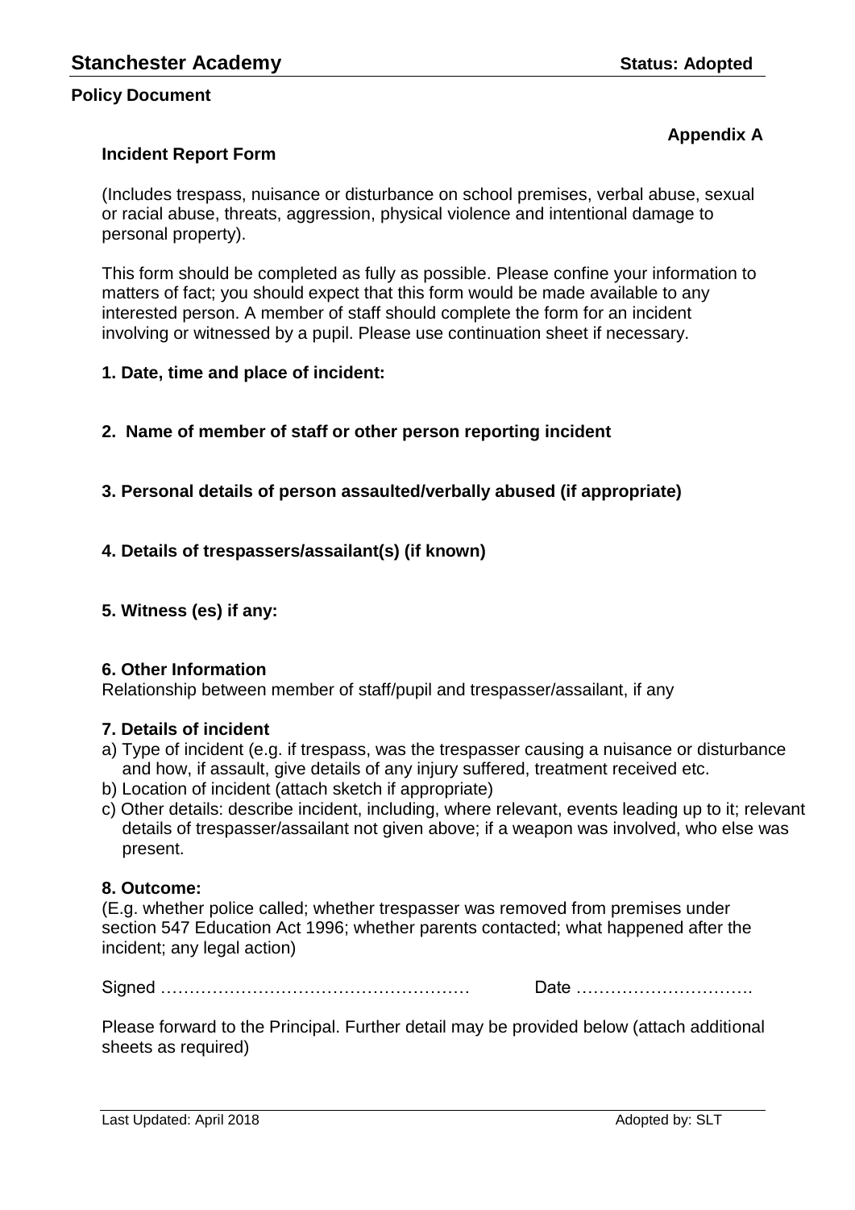**Appendix A**

**Incident Report Form**

(Includes trespass, nuisance or disturbance on school premises, verbal abuse, sexual or racial abuse, threats, aggression, physical violence and intentional damage to personal property).

This form should be completed as fully as possible. Please confine your information to matters of fact; you should expect that this form would be made available to any interested person. A member of staff should complete the form for an incident involving or witnessed by a pupil. Please use continuation sheet if necessary.

**1. Date, time and place of incident:**

**2. Name of member of staff or other person reporting incident**

**3. Personal details of person assaulted/verbally abused (if appropriate)**

**4. Details of trespassers/assailant(s) (if known)**

**5. Witness (es) if any:**

**6. Other Information**

Relationship between member of staff/pupil and trespasser/assailant, if any

**7. Details of incident**

a) Type of incident (e.g. if trespass, was the trespasser causing a nuisance or disturbance and how, if assault, give details of any injury suffered, treatment received etc.
b) Location of incident (attach sketch if appropriate)
c) Other details: describe incident, including, where relevant, events leading up to it; relevant details of trespasser/assailant not given above; if a weapon was involved, who else was present.

**8. Outcome:**

(E.g. whether police called; whether trespasser was removed from premises under section 547 Education Act 1996; whether parents contacted; what happened after the incident; any legal action)

Signed ……………………………………………… Date ………………………….

Please forward to the Principal. Further detail may be provided below (attach additional sheets as required)